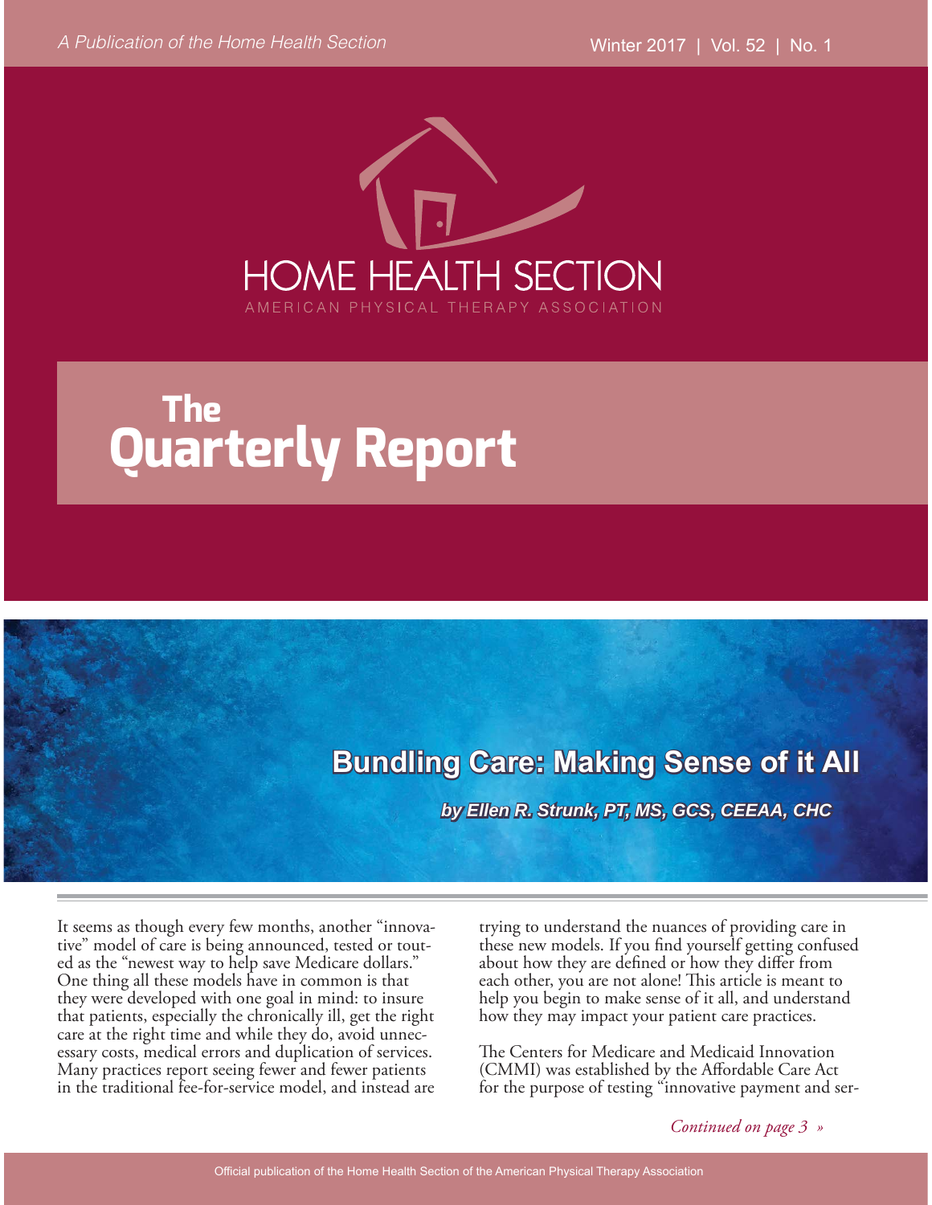*A Publication of the Home Health Section*

Winter 2017 | Vol. 52 | No. 1

HOME HEALTH SECTION

AMERICAN PHYSICAL THERAPY ASSOCIATION

# The Quarterly Report

## Bundling Care: Making Sense of it All

***by Ellen R. Strunk, PT, MS, GCS, CEEAA, CHC***

It seems as though every few months, another "innovative" model of care is being announced, tested or touted as the "newest way to help save Medicare dollars." One thing all these models have in common is that they were developed with one goal in mind: to insure that patients, especially the chronically ill, get the right care at the right time and while they do, avoid unnecessary costs, medical errors and duplication of services. Many practices report seeing fewer and fewer patients in the traditional fee-for-service model, and instead are trying to understand the nuances of providing care in these new models. If you find yourself getting confused about how they are defined or how they differ from each other, you are not alone! This article is meant to help you begin to make sense of it all, and understand how they may impact your patient care practices.

The Centers for Medicare and Medicaid Innovation (CMMI) was established by the Affordable Care Act for the purpose of testing "innovative payment and ser-

*Continued on page 3 »*

Official publication of the Home Health Section of the American Physical Therapy Association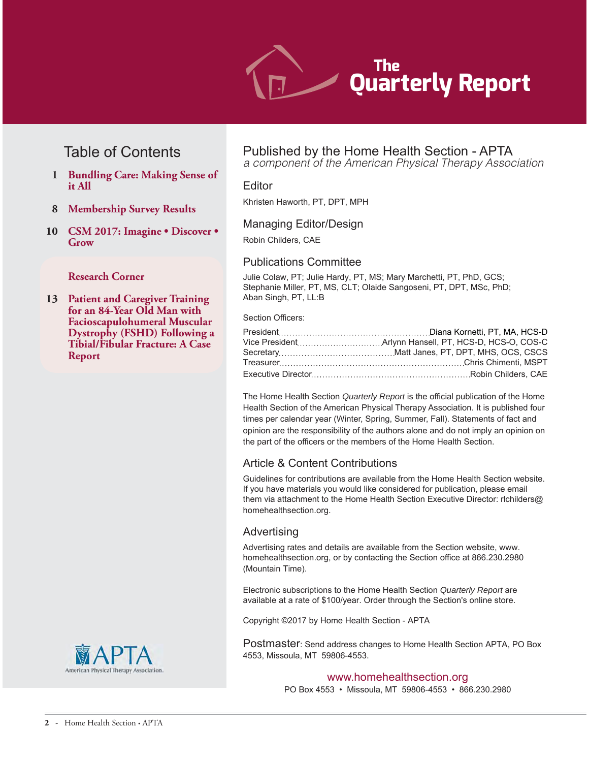# The Quarterly Report

## Table of Contents

1 **Bundling Care: Making Sense of it All**

8 **Membership Survey Results**

10 **CSM 2017: Imagine • Discover • Grow**

**Research Corner**

13 **Patient and Caregiver Training for an 84-Year Old Man with Facioscapulohumeral Muscular Dystrophy (FSHD) Following a Tibial/Fibular Fracture: A Case Report**

## Published by the Home Health Section - APTA

*a component of the American Physical Therapy Association*

### Editor

Khristen Haworth, PT, DPT, MPH

### Managing Editor/Design

Robin Childers, CAE

### Publications Committee

Julie Colaw, PT; Julie Hardy, PT, MS; Mary Marchetti, PT, PhD, GCS; Stephanie Miller, PT, MS, CLT; Olaide Sangoseni, PT, DPT, MSc, PhD; Aban Singh, PT, LL:B

Section Officers:

President ........ Diana Kornetti, PT, MA, HCS-D
Vice President ........ Arlynn Hansell, PT, HCS-D, HCS-O, COS-C
Secretary ........ Matt Janes, PT, DPT, MHS, OCS, CSCS
Treasurer ........ Chris Chimenti, MSPT
Executive Director ........ Robin Childers, CAE

The Home Health Section *Quarterly Report* is the official publication of the Home Health Section of the American Physical Therapy Association. It is published four times per calendar year (Winter, Spring, Summer, Fall). Statements of fact and opinion are the responsibility of the authors alone and do not imply an opinion on the part of the officers or the members of the Home Health Section.

### Article & Content Contributions

Guidelines for contributions are available from the Home Health Section website. If you have materials you would like considered for publication, please email them via attachment to the Home Health Section Executive Director: rlchilders@homehealthsection.org.

### Advertising

Advertising rates and details are available from the Section website, www.homehealthsection.org, or by contacting the Section office at 866.230.2980 (Mountain Time).

Electronic subscriptions to the Home Health Section *Quarterly Report* are available at a rate of $100/year. Order through the Section's online store.

Copyright ©2017 by Home Health Section - APTA

**Postmaster**: Send address changes to Home Health Section APTA, PO Box 4553, Missoula, MT 59806-4553.

www.homehealthsection.org
PO Box 4553 • Missoula, MT 59806-4553 • 866.230.2980

APTA
American Physical Therapy Association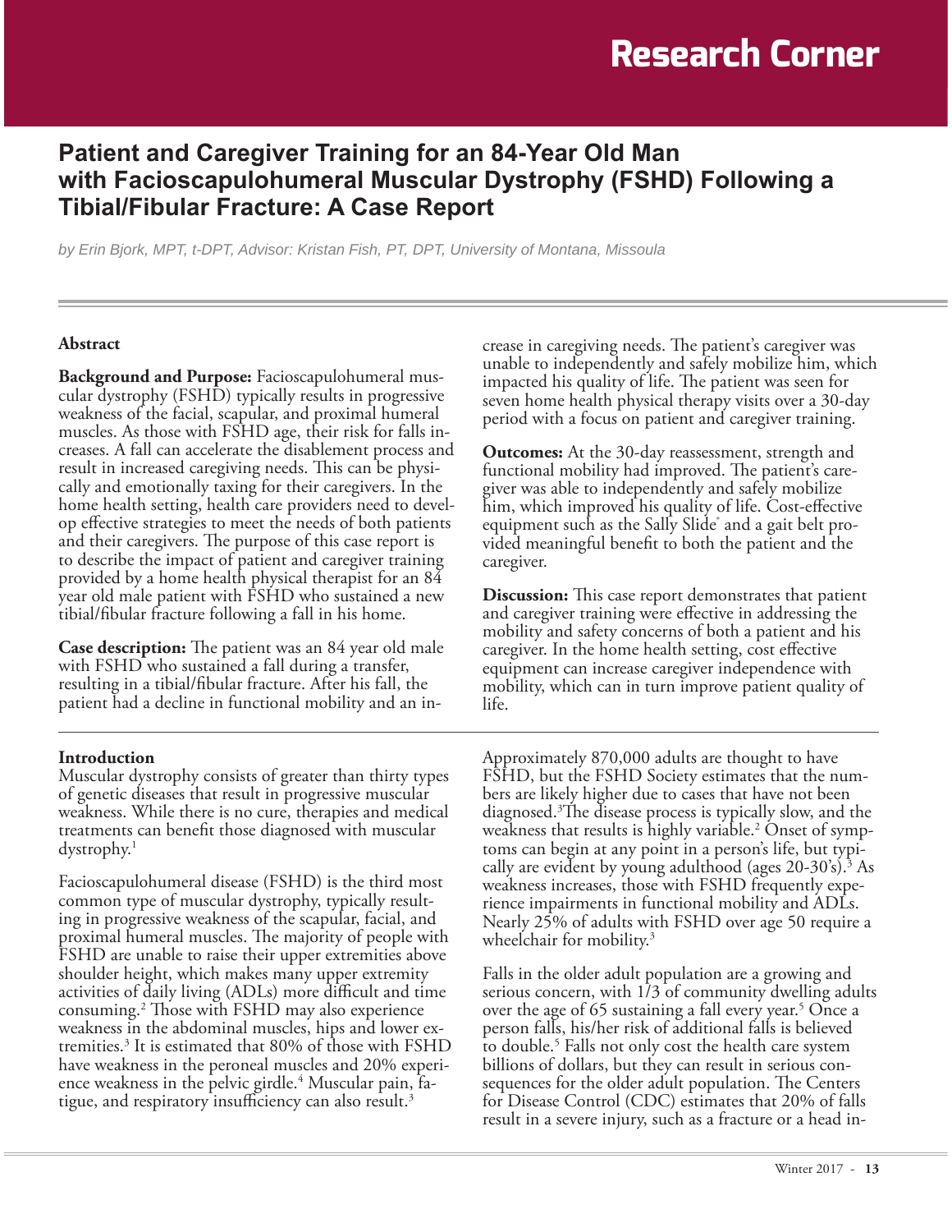# Patient and Caregiver Training for an 84-Year Old Man with Facioscapulohumeral Muscular Dystrophy (FSHD) Following a Tibial/Fibular Fracture: A Case Report

*by Erin Bjork, MPT, t-DPT, Advisor: Kristan Fish, PT, DPT, University of Montana, Missoula*

## Abstract

**Background and Purpose:** Facioscapulohumeral muscular dystrophy (FSHD) typically results in progressive weakness of the facial, scapular, and proximal humeral muscles. As those with FSHD age, their risk for falls increases. A fall can accelerate the disablement process and result in increased caregiving needs. This can be physically and emotionally taxing for their caregivers. In the home health setting, health care providers need to develop effective strategies to meet the needs of both patients and their caregivers. The purpose of this case report is to describe the impact of patient and caregiver training provided by a home health physical therapist for an 84 year old male patient with FSHD who sustained a new tibial/fibular fracture following a fall in his home.

**Case description:** The patient was an 84 year old male with FSHD who sustained a fall during a transfer, resulting in a tibial/fibular fracture. After his fall, the patient had a decline in functional mobility and an increase in caregiving needs. The patient's caregiver was unable to independently and safely mobilize him, which impacted his quality of life. The patient was seen for seven home health physical therapy visits over a 30-day period with a focus on patient and caregiver training.

**Outcomes:** At the 30-day reassessment, strength and functional mobility had improved. The patient's caregiver was able to independently and safely mobilize him, which improved his quality of life. Cost-effective equipment such as the Sally Slide® and a gait belt provided meaningful benefit to both the patient and the caregiver.

**Discussion:** This case report demonstrates that patient and caregiver training were effective in addressing the mobility and safety concerns of both a patient and his caregiver. In the home health setting, cost effective equipment can increase caregiver independence with mobility, which can in turn improve patient quality of life.

## Introduction

Muscular dystrophy consists of greater than thirty types of genetic diseases that result in progressive muscular weakness. While there is no cure, therapies and medical treatments can benefit those diagnosed with muscular dystrophy.[1]

Facioscapulohumeral disease (FSHD) is the third most common type of muscular dystrophy, typically resulting in progressive weakness of the scapular, facial, and proximal humeral muscles. The majority of people with FSHD are unable to raise their upper extremities above shoulder height, which makes many upper extremity activities of daily living (ADLs) more difficult and time consuming.[2] Those with FSHD may also experience weakness in the abdominal muscles, hips and lower extremities.[3] It is estimated that 80% of those with FSHD have weakness in the peroneal muscles and 20% experience weakness in the pelvic girdle.[4] Muscular pain, fatigue, and respiratory insufficiency can also result.[3]

Approximately 870,000 adults are thought to have FSHD, but the FSHD Society estimates that the numbers are likely higher due to cases that have not been diagnosed.[3] The disease process is typically slow, and the weakness that results is highly variable.[2] Onset of symptoms can begin at any point in a person's life, but typically are evident by young adulthood (ages 20-30's).[3] As weakness increases, those with FSHD frequently experience impairments in functional mobility and ADLs. Nearly 25% of adults with FSHD over age 50 require a wheelchair for mobility.[3]

Falls in the older adult population are a growing and serious concern, with 1/3 of community dwelling adults over the age of 65 sustaining a fall every year.[5] Once a person falls, his/her risk of additional falls is believed to double.[5] Falls not only cost the health care system billions of dollars, but they can result in serious consequences for the older adult population. The Centers for Disease Control (CDC) estimates that 20% of falls result in a severe injury, such as a fracture or a head in-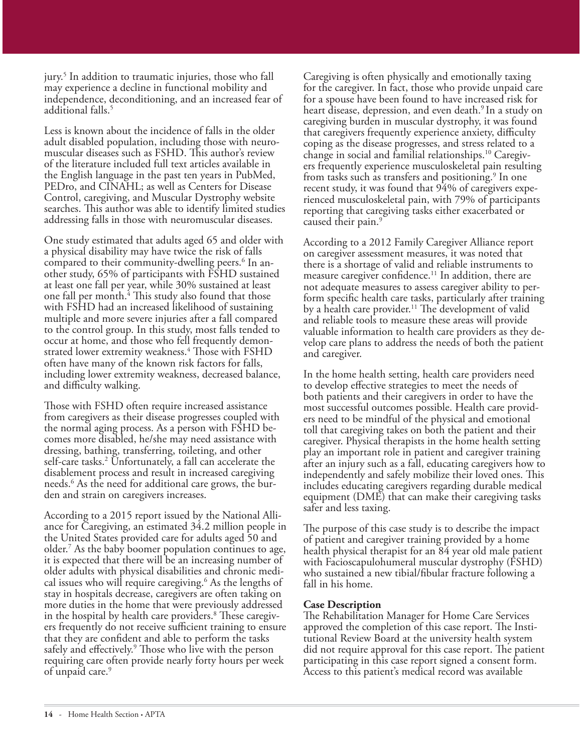jury.[5] In addition to traumatic injuries, those who fall may experience a decline in functional mobility and independence, deconditioning, and an increased fear of additional falls.[5]

Less is known about the incidence of falls in the older adult disabled population, including those with neuromuscular diseases such as FSHD. This author's review of the literature included full text articles available in the English language in the past ten years in PubMed, PEDro, and CINAHL; as well as Centers for Disease Control, caregiving, and Muscular Dystrophy website searches. This author was able to identify limited studies addressing falls in those with neuromuscular diseases.

One study estimated that adults aged 65 and older with a physical disability may have twice the risk of falls compared to their community-dwelling peers.[6] In another study, 65% of participants with FSHD sustained at least one fall per year, while 30% sustained at least one fall per month.[4] This study also found that those with FSHD had an increased likelihood of sustaining multiple and more severe injuries after a fall compared to the control group. In this study, most falls tended to occur at home, and those who fell frequently demonstrated lower extremity weakness.[4] Those with FSHD often have many of the known risk factors for falls, including lower extremity weakness, decreased balance, and difficulty walking.

Those with FSHD often require increased assistance from caregivers as their disease progresses coupled with the normal aging process. As a person with FSHD becomes more disabled, he/she may need assistance with dressing, bathing, transferring, toileting, and other self-care tasks.[2] Unfortunately, a fall can accelerate the disablement process and result in increased caregiving needs.[6] As the need for additional care grows, the burden and strain on caregivers increases.

According to a 2015 report issued by the National Alliance for Caregiving, an estimated 34.2 million people in the United States provided care for adults aged 50 and older.[7] As the baby boomer population continues to age, it is expected that there will be an increasing number of older adults with physical disabilities and chronic medical issues who will require caregiving.[6] As the lengths of stay in hospitals decrease, caregivers are often taking on more duties in the home that were previously addressed in the hospital by health care providers.[8] These caregivers frequently do not receive sufficient training to ensure that they are confident and able to perform the tasks safely and effectively.[9] Those who live with the person requiring care often provide nearly forty hours per week of unpaid care.[9]

Caregiving is often physically and emotionally taxing for the caregiver. In fact, those who provide unpaid care for a spouse have been found to have increased risk for heart disease, depression, and even death.[9] In a study on caregiving burden in muscular dystrophy, it was found that caregivers frequently experience anxiety, difficulty coping as the disease progresses, and stress related to a change in social and familial relationships.[10] Caregivers frequently experience musculoskeletal pain resulting from tasks such as transfers and positioning.[9] In one recent study, it was found that 94% of caregivers experienced musculoskeletal pain, with 79% of participants reporting that caregiving tasks either exacerbated or caused their pain.[9]

According to a 2012 Family Caregiver Alliance report on caregiver assessment measures, it was noted that there is a shortage of valid and reliable instruments to measure caregiver confidence.[11] In addition, there are not adequate measures to assess caregiver ability to perform specific health care tasks, particularly after training by a health care provider.[11] The development of valid and reliable tools to measure these areas will provide valuable information to health care providers as they develop care plans to address the needs of both the patient and caregiver.

In the home health setting, health care providers need to develop effective strategies to meet the needs of both patients and their caregivers in order to have the most successful outcomes possible. Health care providers need to be mindful of the physical and emotional toll that caregiving takes on both the patient and their caregiver. Physical therapists in the home health setting play an important role in patient and caregiver training after an injury such as a fall, educating caregivers how to independently and safely mobilize their loved ones. This includes educating caregivers regarding durable medical equipment (DME) that can make their caregiving tasks safer and less taxing.

The purpose of this case study is to describe the impact of patient and caregiver training provided by a home health physical therapist for an 84 year old male patient with Facioscapulohumeral muscular dystrophy (FSHD) who sustained a new tibial/fibular fracture following a fall in his home.

## Case Description

The Rehabilitation Manager for Home Care Services approved the completion of this case report. The Institutional Review Board at the university health system did not require approval for this case report. The patient participating in this case report signed a consent form. Access to this patient's medical record was available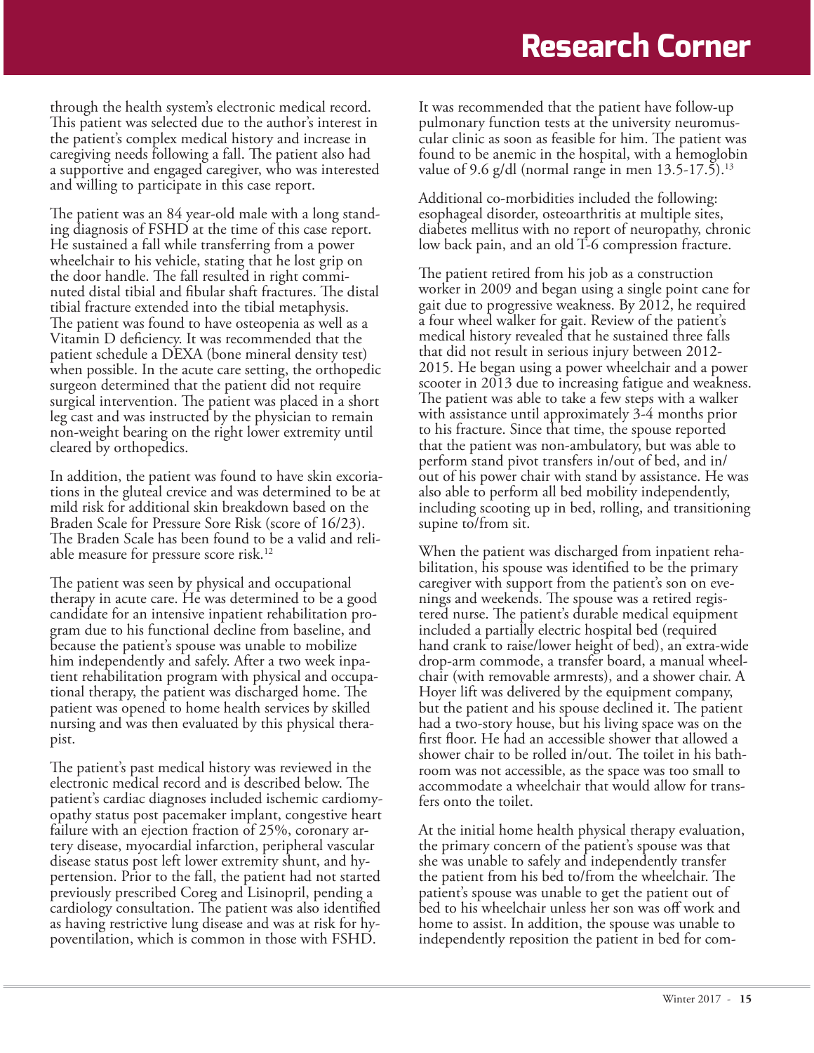through the health system's electronic medical record. This patient was selected due to the author's interest in the patient's complex medical history and increase in caregiving needs following a fall. The patient also had a supportive and engaged caregiver, who was interested and willing to participate in this case report.

The patient was an 84 year-old male with a long standing diagnosis of FSHD at the time of this case report. He sustained a fall while transferring from a power wheelchair to his vehicle, stating that he lost grip on the door handle. The fall resulted in right comminuted distal tibial and fibular shaft fractures. The distal tibial fracture extended into the tibial metaphysis. The patient was found to have osteopenia as well as a Vitamin D deficiency. It was recommended that the patient schedule a DEXA (bone mineral density test) when possible. In the acute care setting, the orthopedic surgeon determined that the patient did not require surgical intervention. The patient was placed in a short leg cast and was instructed by the physician to remain non-weight bearing on the right lower extremity until cleared by orthopedics.

In addition, the patient was found to have skin excoriations in the gluteal crevice and was determined to be at mild risk for additional skin breakdown based on the Braden Scale for Pressure Sore Risk (score of 16/23). The Braden Scale has been found to be a valid and reliable measure for pressure score risk.[12]

The patient was seen by physical and occupational therapy in acute care. He was determined to be a good candidate for an intensive inpatient rehabilitation program due to his functional decline from baseline, and because the patient's spouse was unable to mobilize him independently and safely. After a two week inpatient rehabilitation program with physical and occupational therapy, the patient was discharged home. The patient was opened to home health services by skilled nursing and was then evaluated by this physical therapist.

The patient's past medical history was reviewed in the electronic medical record and is described below. The patient's cardiac diagnoses included ischemic cardiomyopathy status post pacemaker implant, congestive heart failure with an ejection fraction of 25%, coronary artery disease, myocardial infarction, peripheral vascular disease status post left lower extremity shunt, and hypertension. Prior to the fall, the patient had not started previously prescribed Coreg and Lisinopril, pending a cardiology consultation. The patient was also identified as having restrictive lung disease and was at risk for hypoventilation, which is common in those with FSHD.

It was recommended that the patient have follow-up pulmonary function tests at the university neuromuscular clinic as soon as feasible for him. The patient was found to be anemic in the hospital, with a hemoglobin value of 9.6 g/dl (normal range in men 13.5-17.5).[13]

Additional co-morbidities included the following: esophageal disorder, osteoarthritis at multiple sites, diabetes mellitus with no report of neuropathy, chronic low back pain, and an old T-6 compression fracture.

The patient retired from his job as a construction worker in 2009 and began using a single point cane for gait due to progressive weakness. By 2012, he required a four wheel walker for gait. Review of the patient's medical history revealed that he sustained three falls that did not result in serious injury between 2012-2015. He began using a power wheelchair and a power scooter in 2013 due to increasing fatigue and weakness. The patient was able to take a few steps with a walker with assistance until approximately 3-4 months prior to his fracture. Since that time, the spouse reported that the patient was non-ambulatory, but was able to perform stand pivot transfers in/out of bed, and in/out of his power chair with stand by assistance. He was also able to perform all bed mobility independently, including scooting up in bed, rolling, and transitioning supine to/from sit.

When the patient was discharged from inpatient rehabilitation, his spouse was identified to be the primary caregiver with support from the patient's son on evenings and weekends. The spouse was a retired registered nurse. The patient's durable medical equipment included a partially electric hospital bed (required hand crank to raise/lower height of bed), an extra-wide drop-arm commode, a transfer board, a manual wheelchair (with removable armrests), and a shower chair. A Hoyer lift was delivered by the equipment company, but the patient and his spouse declined it. The patient had a two-story house, but his living space was on the first floor. He had an accessible shower that allowed a shower chair to be rolled in/out. The toilet in his bathroom was not accessible, as the space was too small to accommodate a wheelchair that would allow for transfers onto the toilet.

At the initial home health physical therapy evaluation, the primary concern of the patient's spouse was that she was unable to safely and independently transfer the patient from his bed to/from the wheelchair. The patient's spouse was unable to get the patient out of bed to his wheelchair unless her son was off work and home to assist. In addition, the spouse was unable to independently reposition the patient in bed for com-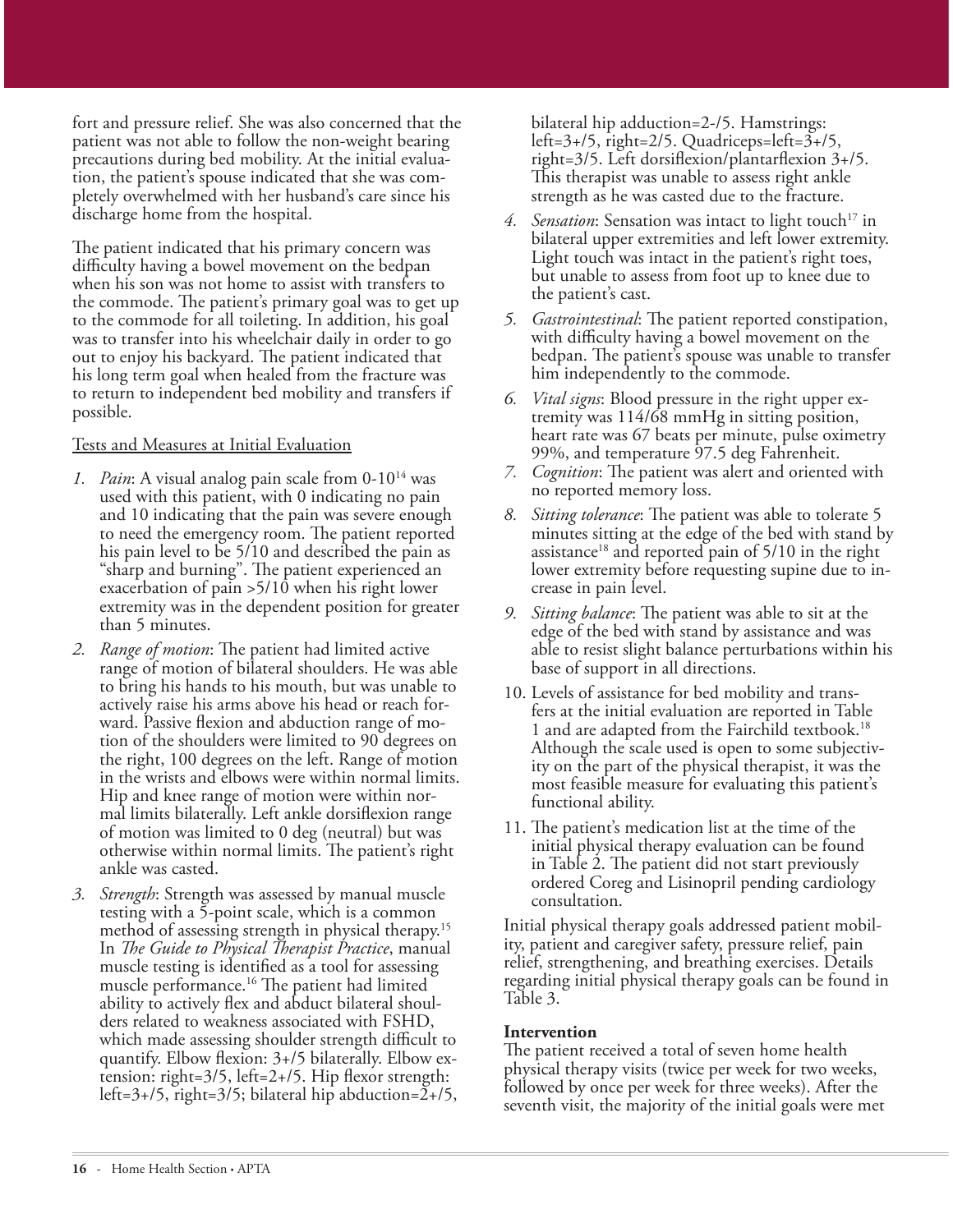fort and pressure relief. She was also concerned that the patient was not able to follow the non-weight bearing precautions during bed mobility. At the initial evaluation, the patient's spouse indicated that she was completely overwhelmed with her husband's care since his discharge home from the hospital.

The patient indicated that his primary concern was difficulty having a bowel movement on the bedpan when his son was not home to assist with transfers to the commode. The patient's primary goal was to get up to the commode for all toileting. In addition, his goal was to transfer into his wheelchair daily in order to go out to enjoy his backyard. The patient indicated that his long term goal when healed from the fracture was to return to independent bed mobility and transfers if possible.

Tests and Measures at Initial Evaluation

1. *Pain*: A visual analog pain scale from 0-10[14] was used with this patient, with 0 indicating no pain and 10 indicating that the pain was severe enough to need the emergency room. The patient reported his pain level to be 5/10 and described the pain as "sharp and burning". The patient experienced an exacerbation of pain >5/10 when his right lower extremity was in the dependent position for greater than 5 minutes.
2. *Range of motion*: The patient had limited active range of motion of bilateral shoulders. He was able to bring his hands to his mouth, but was unable to actively raise his arms above his head or reach forward. Passive flexion and abduction range of motion of the shoulders were limited to 90 degrees on the right, 100 degrees on the left. Range of motion in the wrists and elbows were within normal limits. Hip and knee range of motion were within normal limits bilaterally. Left ankle dorsiflexion range of motion was limited to 0 deg (neutral) but was otherwise within normal limits. The patient's right ankle was casted.
3. *Strength*: Strength was assessed by manual muscle testing with a 5-point scale, which is a common method of assessing strength in physical therapy.[15] In *The Guide to Physical Therapist Practice*, manual muscle testing is identified as a tool for assessing muscle performance.[16] The patient had limited ability to actively flex and abduct bilateral shoulders related to weakness associated with FSHD, which made assessing shoulder strength difficult to quantify. Elbow flexion: 3+/5 bilaterally. Elbow extension: right=3/5, left=2+/5. Hip flexor strength: left=3+/5, right=3/5; bilateral hip abduction=2+/5, bilateral hip adduction=2-/5. Hamstrings: left=3+/5, right=2/5. Quadriceps=left=3+/5, right=3/5. Left dorsiflexion/plantarflexion 3+/5. This therapist was unable to assess right ankle strength as he was casted due to the fracture.
4. *Sensation*: Sensation was intact to light touch[17] in bilateral upper extremities and left lower extremity. Light touch was intact in the patient's right toes, but unable to assess from foot up to knee due to the patient's cast.
5. *Gastrointestinal*: The patient reported constipation, with difficulty having a bowel movement on the bedpan. The patient's spouse was unable to transfer him independently to the commode.
6. *Vital signs*: Blood pressure in the right upper extremity was 114/68 mmHg in sitting position, heart rate was 67 beats per minute, pulse oximetry 99%, and temperature 97.5 deg Fahrenheit.
7. *Cognition*: The patient was alert and oriented with no reported memory loss.
8. *Sitting tolerance*: The patient was able to tolerate 5 minutes sitting at the edge of the bed with stand by assistance[18] and reported pain of 5/10 in the right lower extremity before requesting supine due to increase in pain level.
9. *Sitting balance*: The patient was able to sit at the edge of the bed with stand by assistance and was able to resist slight balance perturbations within his base of support in all directions.
10. Levels of assistance for bed mobility and transfers at the initial evaluation are reported in Table 1 and are adapted from the Fairchild textbook.[18] Although the scale used is open to some subjectivity on the part of the physical therapist, it was the most feasible measure for evaluating this patient's functional ability.
11. The patient's medication list at the time of the initial physical therapy evaluation can be found in Table 2. The patient did not start previously ordered Coreg and Lisinopril pending cardiology consultation.

Initial physical therapy goals addressed patient mobility, patient and caregiver safety, pressure relief, pain relief, strengthening, and breathing exercises. Details regarding initial physical therapy goals can be found in Table 3.

**Intervention**

The patient received a total of seven home health physical therapy visits (twice per week for two weeks, followed by once per week for three weeks). After the seventh visit, the majority of the initial goals were met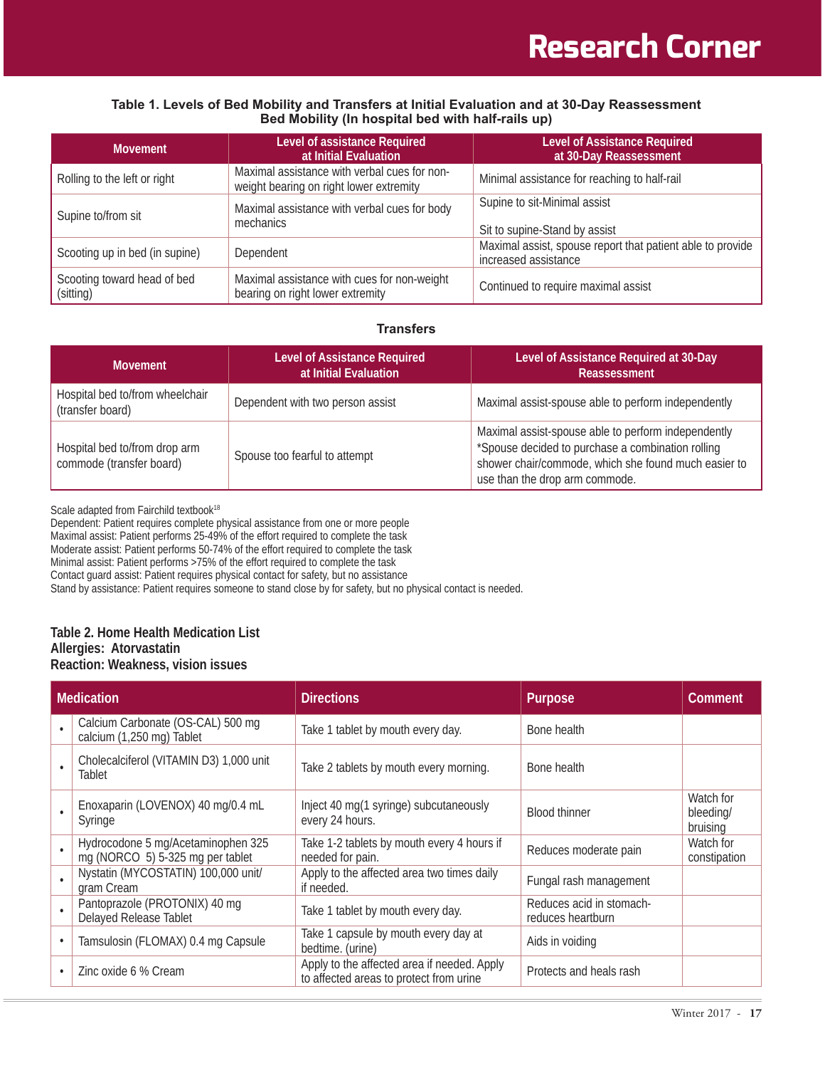**Table 1. Levels of Bed Mobility and Transfers at Initial Evaluation and at 30-Day Reassessment**
**Bed Mobility (In hospital bed with half-rails up)**

| Movement | Level of assistance Required at Initial Evaluation | Level of Assistance Required at 30-Day Reassessment |
|---|---|---|
| Rolling to the left or right | Maximal assistance with verbal cues for non-weight bearing on right lower extremity | Minimal assistance for reaching to half-rail |
| Supine to/from sit | Maximal assistance with verbal cues for body mechanics | Supine to sit-Minimal assist<br><br>Sit to supine-Stand by assist |
| Scooting up in bed (in supine) | Dependent | Maximal assist, spouse report that patient able to provide increased assistance |
| Scooting toward head of bed (sitting) | Maximal assistance with cues for non-weight bearing on right lower extremity | Continued to require maximal assist |

**Transfers**

| Movement | Level of Assistance Required at Initial Evaluation | Level of Assistance Required at 30-Day Reassessment |
|---|---|---|
| Hospital bed to/from wheelchair (transfer board) | Dependent with two person assist | Maximal assist-spouse able to perform independently |
| Hospital bed to/from drop arm commode (transfer board) | Spouse too fearful to attempt | Maximal assist-spouse able to perform independently *Spouse decided to purchase a combination rolling shower chair/commode, which she found much easier to use than the drop arm commode. |

Scale adapted from Fairchild textbook[18]
Dependent: Patient requires complete physical assistance from one or more people
Maximal assist: Patient performs 25-49% of the effort required to complete the task
Moderate assist: Patient performs 50-74% of the effort required to complete the task
Minimal assist: Patient performs >75% of the effort required to complete the task
Contact guard assist: Patient requires physical contact for safety, but no assistance
Stand by assistance: Patient requires someone to stand close by for safety, but no physical contact is needed.

**Table 2. Home Health Medication List**
**Allergies: Atorvastatin**
**Reaction: Weakness, vision issues**

| Medication | Directions | Purpose | Comment |
|---|---|---|---|
| • Calcium Carbonate (OS-CAL) 500 mg calcium (1,250 mg) Tablet | Take 1 tablet by mouth every day. | Bone health | |
| • Cholecalciferol (VITAMIN D3) 1,000 unit Tablet | Take 2 tablets by mouth every morning. | Bone health | |
| • Enoxaparin (LOVENOX) 40 mg/0.4 mL Syringe | Inject 40 mg(1 syringe) subcutaneously every 24 hours. | Blood thinner | Watch for bleeding/ bruising |
| • Hydrocodone 5 mg/Acetaminophen 325 mg (NORCO 5) 5-325 mg per tablet | Take 1-2 tablets by mouth every 4 hours if needed for pain. | Reduces moderate pain | Watch for constipation |
| • Nystatin (MYCOSTATIN) 100,000 unit/ gram Cream | Apply to the affected area two times daily if needed. | Fungal rash management | |
| • Pantoprazole (PROTONIX) 40 mg Delayed Release Tablet | Take 1 tablet by mouth every day. | Reduces acid in stomach-reduces heartburn | |
| • Tamsulosin (FLOMAX) 0.4 mg Capsule | Take 1 capsule by mouth every day at bedtime. (urine) | Aids in voiding | |
| • Zinc oxide 6 % Cream | Apply to the affected area if needed. Apply to affected areas to protect from urine | Protects and heals rash | |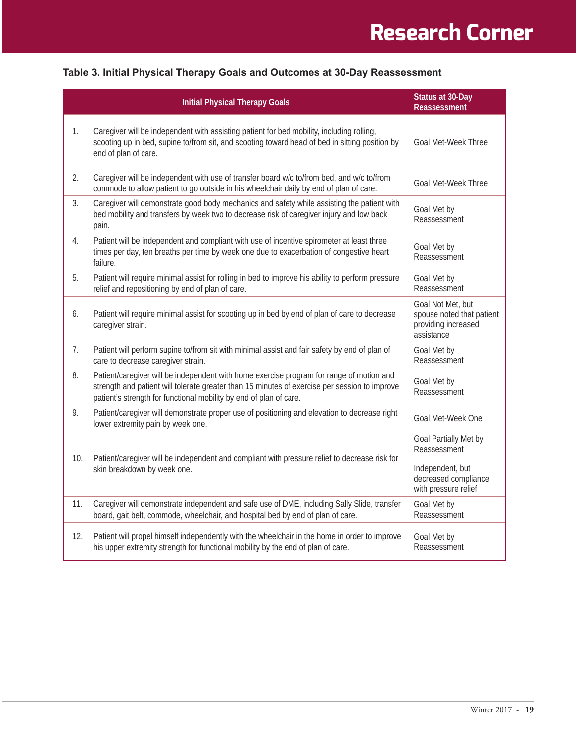**Table 3. Initial Physical Therapy Goals and Outcomes at 30-Day Reassessment**

| Initial Physical Therapy Goals | Status at 30-Day Reassessment |
|---|---|
| 1. Caregiver will be independent with assisting patient for bed mobility, including rolling, scooting up in bed, supine to/from sit, and scooting toward head of bed in sitting position by end of plan of care. | Goal Met-Week Three |
| 2. Caregiver will be independent with use of transfer board w/c to/from bed, and w/c to/from commode to allow patient to go outside in his wheelchair daily by end of plan of care. | Goal Met-Week Three |
| 3. Caregiver will demonstrate good body mechanics and safety while assisting the patient with bed mobility and transfers by week two to decrease risk of caregiver injury and low back pain. | Goal Met by Reassessment |
| 4. Patient will be independent and compliant with use of incentive spirometer at least three times per day, ten breaths per time by week one due to exacerbation of congestive heart failure. | Goal Met by Reassessment |
| 5. Patient will require minimal assist for rolling in bed to improve his ability to perform pressure relief and repositioning by end of plan of care. | Goal Met by Reassessment |
| 6. Patient will require minimal assist for scooting up in bed by end of plan of care to decrease caregiver strain. | Goal Not Met, but spouse noted that patient providing increased assistance |
| 7. Patient will perform supine to/from sit with minimal assist and fair safety by end of plan of care to decrease caregiver strain. | Goal Met by Reassessment |
| 8. Patient/caregiver will be independent with home exercise program for range of motion and strength and patient will tolerate greater than 15 minutes of exercise per session to improve patient's strength for functional mobility by end of plan of care. | Goal Met by Reassessment |
| 9. Patient/caregiver will demonstrate proper use of positioning and elevation to decrease right lower extremity pain by week one. | Goal Met-Week One |
| 10. Patient/caregiver will be independent and compliant with pressure relief to decrease risk for skin breakdown by week one. | Goal Partially Met by Reassessment<br><br>Independent, but decreased compliance with pressure relief |
| 11. Caregiver will demonstrate independent and safe use of DME, including Sally Slide, transfer board, gait belt, commode, wheelchair, and hospital bed by end of plan of care. | Goal Met by Reassessment |
| 12. Patient will propel himself independently with the wheelchair in the home in order to improve his upper extremity strength for functional mobility by the end of plan of care. | Goal Met by Reassessment |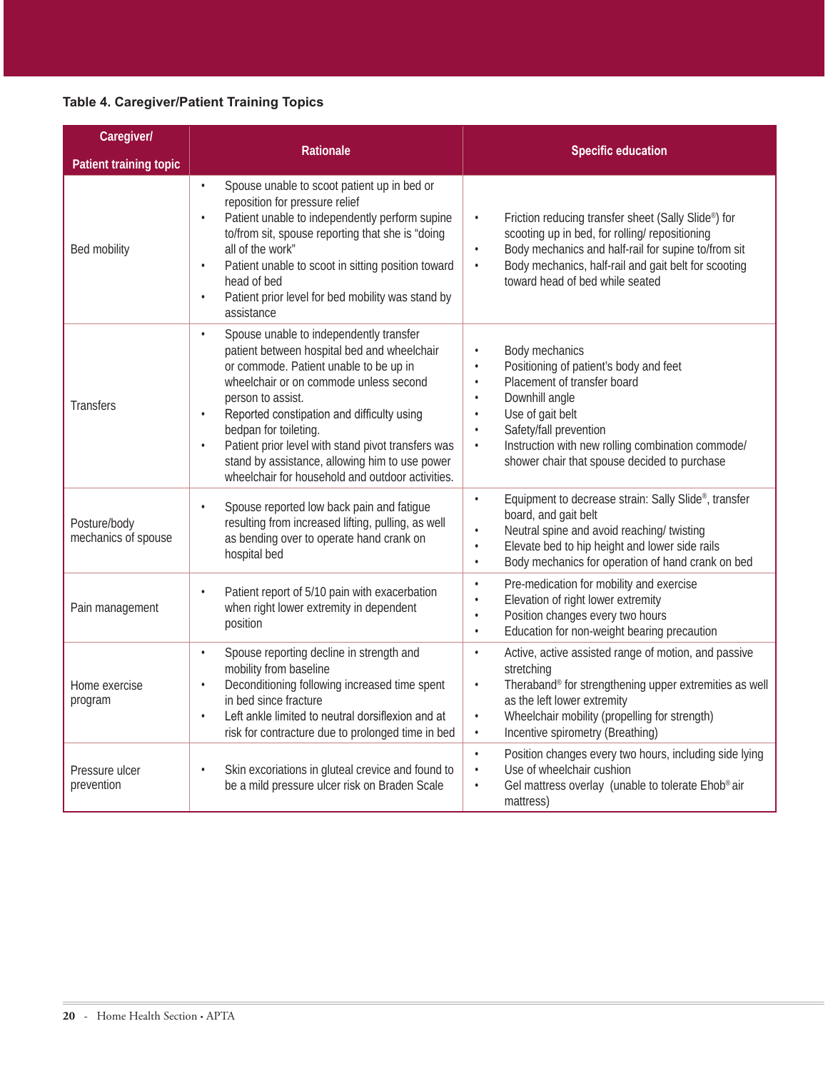**Table 4. Caregiver/Patient Training Topics**

| Caregiver/ Patient training topic | Rationale | Specific education |
|---|---|---|
| Bed mobility | • Spouse unable to scoot patient up in bed or reposition for pressure relief<br>• Patient unable to independently perform supine to/from sit, spouse reporting that she is "doing all of the work"<br>• Patient unable to scoot in sitting position toward head of bed<br>• Patient prior level for bed mobility was stand by assistance | • Friction reducing transfer sheet (Sally Slide®) for scooting up in bed, for rolling/ repositioning<br>• Body mechanics and half-rail for supine to/from sit<br>• Body mechanics, half-rail and gait belt for scooting toward head of bed while seated |
| Transfers | • Spouse unable to independently transfer patient between hospital bed and wheelchair or commode. Patient unable to be up in wheelchair or on commode unless second person to assist.<br>• Reported constipation and difficulty using bedpan for toileting.<br>• Patient prior level with stand pivot transfers was stand by assistance, allowing him to use power wheelchair for household and outdoor activities. | • Body mechanics<br>• Positioning of patient's body and feet<br>• Placement of transfer board<br>• Downhill angle<br>• Use of gait belt<br>• Safety/fall prevention<br>• Instruction with new rolling combination commode/ shower chair that spouse decided to purchase |
| Posture/body mechanics of spouse | • Spouse reported low back pain and fatigue resulting from increased lifting, pulling, as well as bending over to operate hand crank on hospital bed | • Equipment to decrease strain: Sally Slide®, transfer board, and gait belt<br>• Neutral spine and avoid reaching/ twisting<br>• Elevate bed to hip height and lower side rails<br>• Body mechanics for operation of hand crank on bed |
| Pain management | • Patient report of 5/10 pain with exacerbation when right lower extremity in dependent position | • Pre-medication for mobility and exercise<br>• Elevation of right lower extremity<br>• Position changes every two hours<br>• Education for non-weight bearing precaution |
| Home exercise program | • Spouse reporting decline in strength and mobility from baseline<br>• Deconditioning following increased time spent in bed since fracture<br>• Left ankle limited to neutral dorsiflexion and at risk for contracture due to prolonged time in bed | • Active, active assisted range of motion, and passive stretching<br>• Theraband® for strengthening upper extremities as well as the left lower extremity<br>• Wheelchair mobility (propelling for strength)<br>• Incentive spirometry (Breathing) |
| Pressure ulcer prevention | • Skin excoriations in gluteal crevice and found to be a mild pressure ulcer risk on Braden Scale | • Position changes every two hours, including side lying<br>• Use of wheelchair cushion<br>• Gel mattress overlay (unable to tolerate Ehob® air mattress) |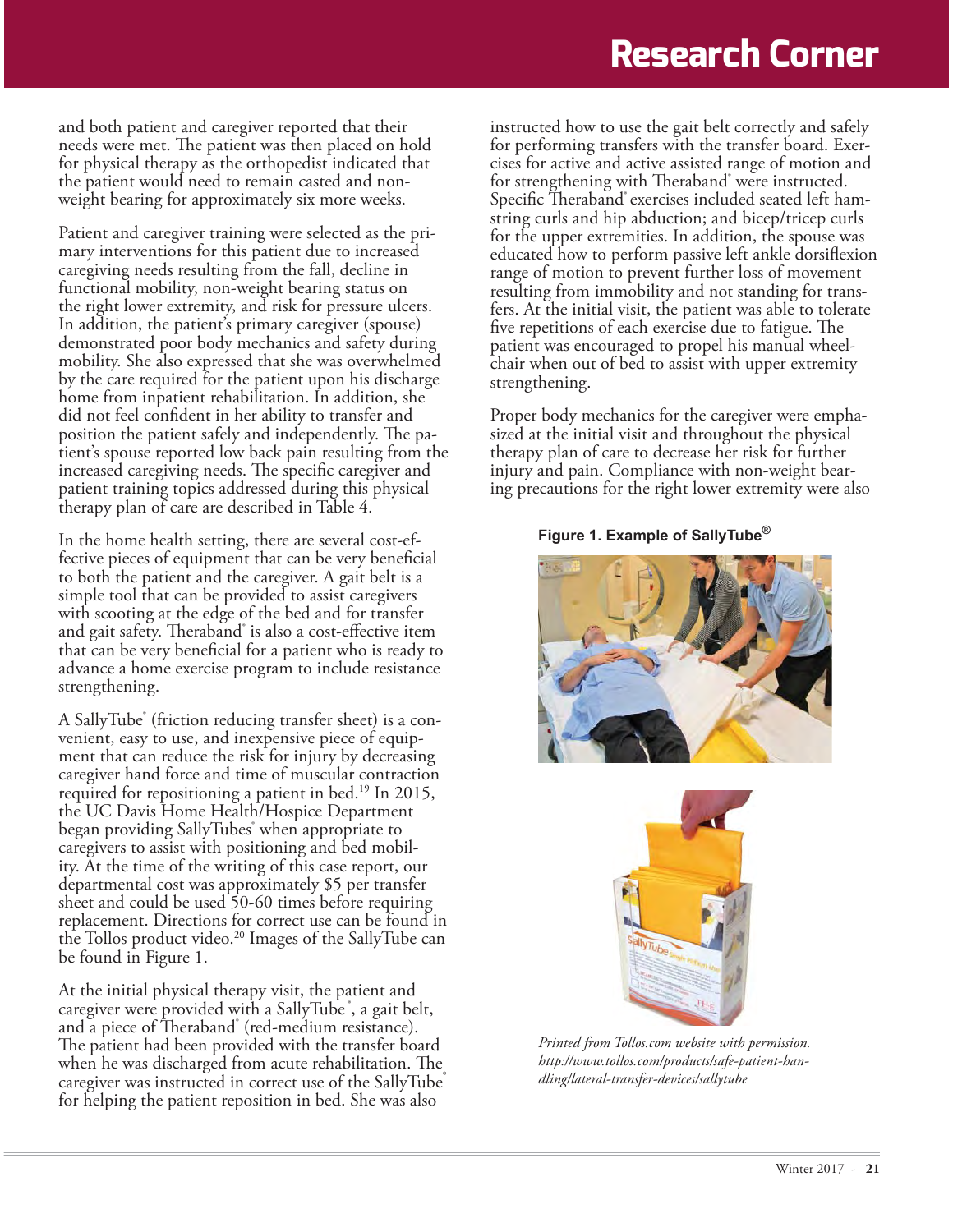and both patient and caregiver reported that their needs were met. The patient was then placed on hold for physical therapy as the orthopedist indicated that the patient would need to remain casted and non-weight bearing for approximately six more weeks.

Patient and caregiver training were selected as the primary interventions for this patient due to increased caregiving needs resulting from the fall, decline in functional mobility, non-weight bearing status on the right lower extremity, and risk for pressure ulcers. In addition, the patient's primary caregiver (spouse) demonstrated poor body mechanics and safety during mobility. She also expressed that she was overwhelmed by the care required for the patient upon his discharge home from inpatient rehabilitation. In addition, she did not feel confident in her ability to transfer and position the patient safely and independently. The patient's spouse reported low back pain resulting from the increased caregiving needs. The specific caregiver and patient training topics addressed during this physical therapy plan of care are described in Table 4.

In the home health setting, there are several cost-effective pieces of equipment that can be very beneficial to both the patient and the caregiver. A gait belt is a simple tool that can be provided to assist caregivers with scooting at the edge of the bed and for transfer and gait safety. Theraband® is also a cost-effective item that can be very beneficial for a patient who is ready to advance a home exercise program to include resistance strengthening.

A SallyTube® (friction reducing transfer sheet) is a convenient, easy to use, and inexpensive piece of equipment that can reduce the risk for injury by decreasing caregiver hand force and time of muscular contraction required for repositioning a patient in bed.[19] In 2015, the UC Davis Home Health/Hospice Department began providing SallyTubes® when appropriate to caregivers to assist with positioning and bed mobility. At the time of the writing of this case report, our departmental cost was approximately $5 per transfer sheet and could be used 50-60 times before requiring replacement. Directions for correct use can be found in the Tollos product video.[20] Images of the SallyTube can be found in Figure 1.

At the initial physical therapy visit, the patient and caregiver were provided with a SallyTube®, a gait belt, and a piece of Theraband® (red-medium resistance). The patient had been provided with the transfer board when he was discharged from acute rehabilitation. The caregiver was instructed in correct use of the SallyTube® for helping the patient reposition in bed. She was also instructed how to use the gait belt correctly and safely for performing transfers with the transfer board. Exercises for active and active assisted range of motion and for strengthening with Theraband® were instructed. Specific Theraband® exercises included seated left hamstring curls and hip abduction; and bicep/tricep curls for the upper extremities. In addition, the spouse was educated how to perform passive left ankle dorsiflexion range of motion to prevent further loss of movement resulting from immobility and not standing for transfers. At the initial visit, the patient was able to tolerate five repetitions of each exercise due to fatigue. The patient was encouraged to propel his manual wheelchair when out of bed to assist with upper extremity strengthening.

Proper body mechanics for the caregiver were emphasized at the initial visit and throughout the physical therapy plan of care to decrease her risk for further injury and pain. Compliance with non-weight bearing precautions for the right lower extremity were also

**Figure 1. Example of SallyTube®**

*Printed from Tollos.com website with permission. http://www.tollos.com/products/safe-patient-handling/lateral-transfer-devices/sallytube*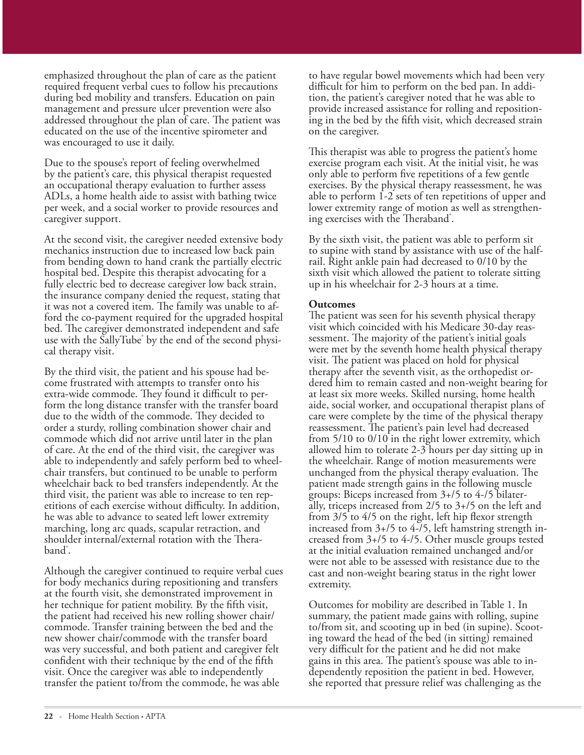emphasized throughout the plan of care as the patient required frequent verbal cues to follow his precautions during bed mobility and transfers. Education on pain management and pressure ulcer prevention were also addressed throughout the plan of care. The patient was educated on the use of the incentive spirometer and was encouraged to use it daily.

Due to the spouse's report of feeling overwhelmed by the patient's care, this physical therapist requested an occupational therapy evaluation to further assess ADLs, a home health aide to assist with bathing twice per week, and a social worker to provide resources and caregiver support.

At the second visit, the caregiver needed extensive body mechanics instruction due to increased low back pain from bending down to hand crank the partially electric hospital bed. Despite this therapist advocating for a fully electric bed to decrease caregiver low back strain, the insurance company denied the request, stating that it was not a covered item. The family was unable to afford the co-payment required for the upgraded hospital bed. The caregiver demonstrated independent and safe use with the SallyTube® by the end of the second physical therapy visit.

By the third visit, the patient and his spouse had become frustrated with attempts to transfer onto his extra-wide commode. They found it difficult to perform the long distance transfer with the transfer board due to the width of the commode. They decided to order a sturdy, rolling combination shower chair and commode which did not arrive until later in the plan of care. At the end of the third visit, the caregiver was able to independently and safely perform bed to wheelchair transfers, but continued to be unable to perform wheelchair back to bed transfers independently. At the third visit, the patient was able to increase to ten repetitions of each exercise without difficulty. In addition, he was able to advance to seated left lower extremity marching, long arc quads, scapular retraction, and shoulder internal/external rotation with the Theraband®.

Although the caregiver continued to require verbal cues for body mechanics during repositioning and transfers at the fourth visit, she demonstrated improvement in her technique for patient mobility. By the fifth visit, the patient had received his new rolling shower chair/commode. Transfer training between the bed and the new shower chair/commode with the transfer board was very successful, and both patient and caregiver felt confident with their technique by the end of the fifth visit. Once the caregiver was able to independently transfer the patient to/from the commode, he was able to have regular bowel movements which had been very difficult for him to perform on the bed pan. In addition, the patient's caregiver noted that he was able to provide increased assistance for rolling and repositioning in the bed by the fifth visit, which decreased strain on the caregiver.

This therapist was able to progress the patient's home exercise program each visit. At the initial visit, he was only able to perform five repetitions of a few gentle exercises. By the physical therapy reassessment, he was able to perform 1-2 sets of ten repetitions of upper and lower extremity range of motion as well as strengthening exercises with the Theraband®.

By the sixth visit, the patient was able to perform sit to supine with stand by assistance with use of the half-rail. Right ankle pain had decreased to 0/10 by the sixth visit which allowed the patient to tolerate sitting up in his wheelchair for 2-3 hours at a time.

**Outcomes**

The patient was seen for his seventh physical therapy visit which coincided with his Medicare 30-day reassessment. The majority of the patient's initial goals were met by the seventh home health physical therapy visit. The patient was placed on hold for physical therapy after the seventh visit, as the orthopedist ordered him to remain casted and non-weight bearing for at least six more weeks. Skilled nursing, home health aide, social worker, and occupational therapist plans of care were complete by the time of the physical therapy reassessment. The patient's pain level had decreased from 5/10 to 0/10 in the right lower extremity, which allowed him to tolerate 2-3 hours per day sitting up in the wheelchair. Range of motion measurements were unchanged from the physical therapy evaluation. The patient made strength gains in the following muscle groups: Biceps increased from 3+/5 to 4-/5 bilaterally, triceps increased from 2/5 to 3+/5 on the left and from 3/5 to 4/5 on the right, left hip flexor strength increased from 3+/5 to 4-/5, left hamstring strength increased from 3+/5 to 4-/5. Other muscle groups tested at the initial evaluation remained unchanged and/or were not able to be assessed with resistance due to the cast and non-weight bearing status in the right lower extremity.

Outcomes for mobility are described in Table 1. In summary, the patient made gains with rolling, supine to/from sit, and scooting up in bed (in supine). Scooting toward the head of the bed (in sitting) remained very difficult for the patient and he did not make gains in this area. The patient's spouse was able to independently reposition the patient in bed. However, she reported that pressure relief was challenging as the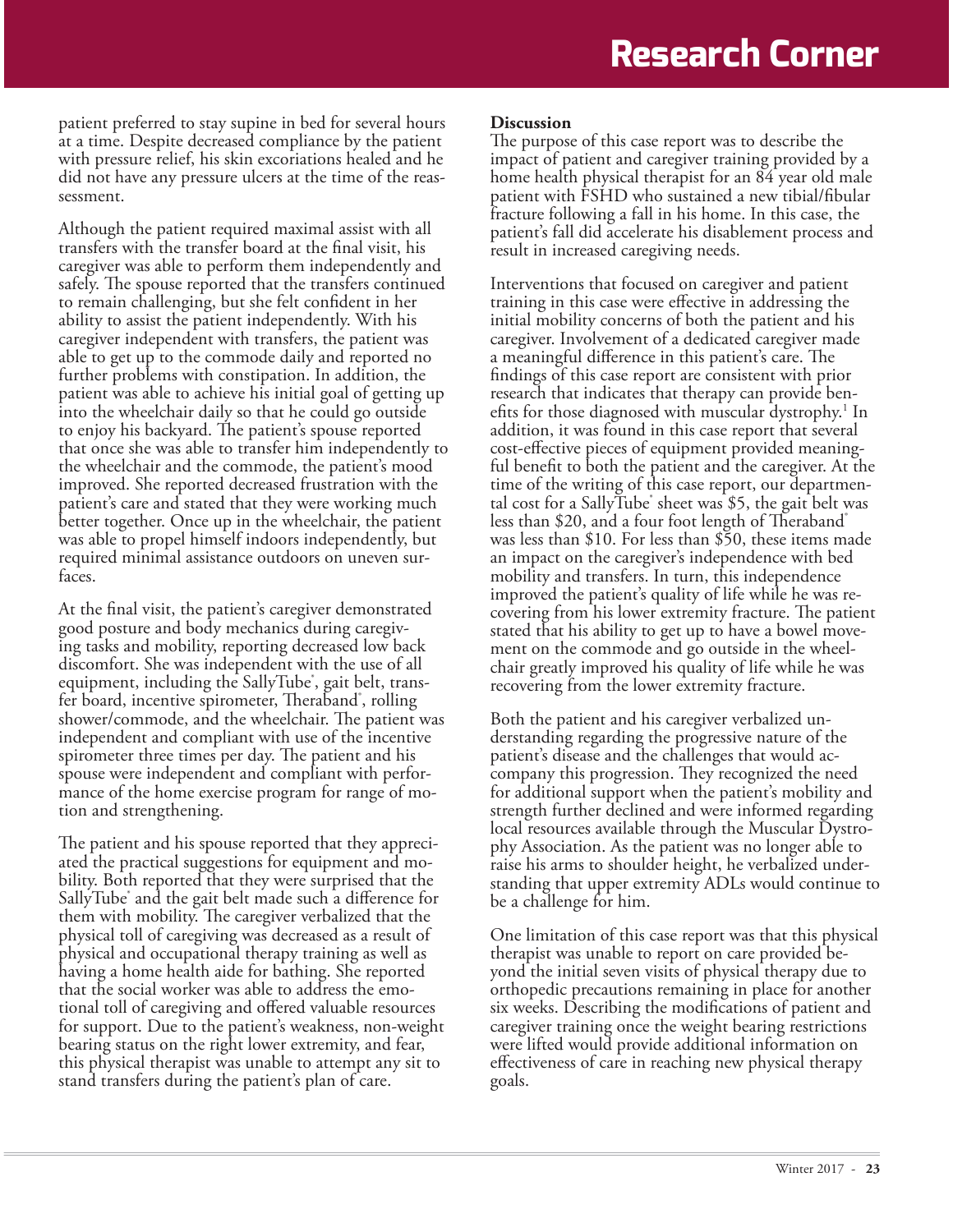patient preferred to stay supine in bed for several hours at a time. Despite decreased compliance by the patient with pressure relief, his skin excoriations healed and he did not have any pressure ulcers at the time of the reassessment.

Although the patient required maximal assist with all transfers with the transfer board at the final visit, his caregiver was able to perform them independently and safely. The spouse reported that the transfers continued to remain challenging, but she felt confident in her ability to assist the patient independently. With his caregiver independent with transfers, the patient was able to get up to the commode daily and reported no further problems with constipation. In addition, the patient was able to achieve his initial goal of getting up into the wheelchair daily so that he could go outside to enjoy his backyard. The patient's spouse reported that once she was able to transfer him independently to the wheelchair and the commode, the patient's mood improved. She reported decreased frustration with the patient's care and stated that they were working much better together. Once up in the wheelchair, the patient was able to propel himself indoors independently, but required minimal assistance outdoors on uneven surfaces.

At the final visit, the patient's caregiver demonstrated good posture and body mechanics during caregiving tasks and mobility, reporting decreased low back discomfort. She was independent with the use of all equipment, including the SallyTube®, gait belt, transfer board, incentive spirometer, Theraband®, rolling shower/commode, and the wheelchair. The patient was independent and compliant with use of the incentive spirometer three times per day. The patient and his spouse were independent and compliant with performance of the home exercise program for range of motion and strengthening.

The patient and his spouse reported that they appreciated the practical suggestions for equipment and mobility. Both reported that they were surprised that the SallyTube® and the gait belt made such a difference for them with mobility. The caregiver verbalized that the physical toll of caregiving was decreased as a result of physical and occupational therapy training as well as having a home health aide for bathing. She reported that the social worker was able to address the emotional toll of caregiving and offered valuable resources for support. Due to the patient's weakness, non-weight bearing status on the right lower extremity, and fear, this physical therapist was unable to attempt any sit to stand transfers during the patient's plan of care.

**Discussion**

The purpose of this case report was to describe the impact of patient and caregiver training provided by a home health physical therapist for an 84 year old male patient with FSHD who sustained a new tibial/fibular fracture following a fall in his home. In this case, the patient's fall did accelerate his disablement process and result in increased caregiving needs.

Interventions that focused on caregiver and patient training in this case were effective in addressing the initial mobility concerns of both the patient and his caregiver. Involvement of a dedicated caregiver made a meaningful difference in this patient's care. The findings of this case report are consistent with prior research that indicates that therapy can provide benefits for those diagnosed with muscular dystrophy.[1] In addition, it was found in this case report that several cost-effective pieces of equipment provided meaningful benefit to both the patient and the caregiver. At the time of the writing of this case report, our departmental cost for a SallyTube® sheet was $5, the gait belt was less than $20, and a four foot length of Theraband® was less than $10. For less than $50, these items made an impact on the caregiver's independence with bed mobility and transfers. In turn, this independence improved the patient's quality of life while he was recovering from his lower extremity fracture. The patient stated that his ability to get up to have a bowel movement on the commode and go outside in the wheelchair greatly improved his quality of life while he was recovering from the lower extremity fracture.

Both the patient and his caregiver verbalized understanding regarding the progressive nature of the patient's disease and the challenges that would accompany this progression. They recognized the need for additional support when the patient's mobility and strength further declined and were informed regarding local resources available through the Muscular Dystrophy Association. As the patient was no longer able to raise his arms to shoulder height, he verbalized understanding that upper extremity ADLs would continue to be a challenge for him.

One limitation of this case report was that this physical therapist was unable to report on care provided beyond the initial seven visits of physical therapy due to orthopedic precautions remaining in place for another six weeks. Describing the modifications of patient and caregiver training once the weight bearing restrictions were lifted would provide additional information on effectiveness of care in reaching new physical therapy goals.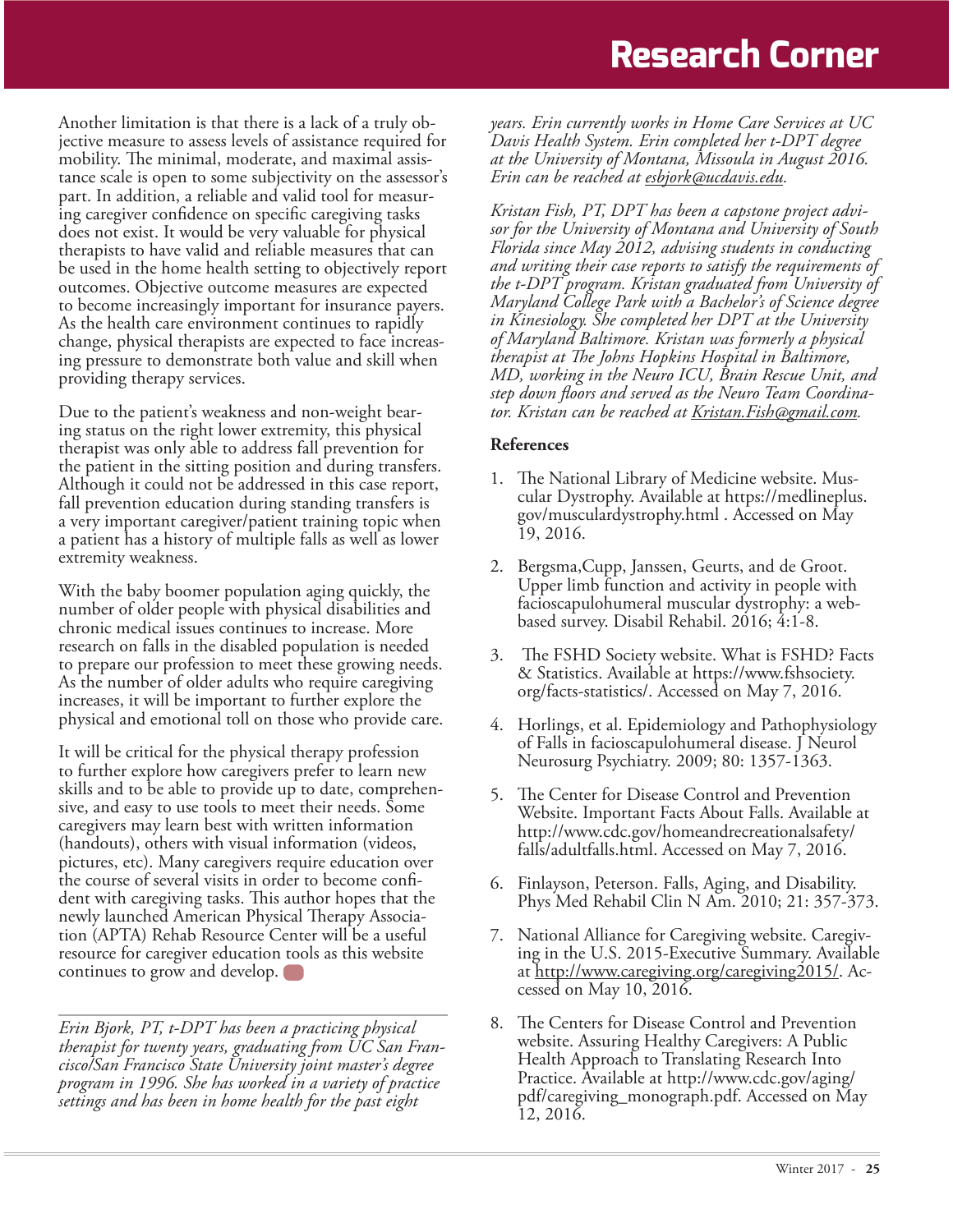Another limitation is that there is a lack of a truly objective measure to assess levels of assistance required for mobility. The minimal, moderate, and maximal assistance scale is open to some subjectivity on the assessor's part. In addition, a reliable and valid tool for measuring caregiver confidence on specific caregiving tasks does not exist. It would be very valuable for physical therapists to have valid and reliable measures that can be used in the home health setting to objectively report outcomes. Objective outcome measures are expected to become increasingly important for insurance payers. As the health care environment continues to rapidly change, physical therapists are expected to face increasing pressure to demonstrate both value and skill when providing therapy services.

Due to the patient's weakness and non-weight bearing status on the right lower extremity, this physical therapist was only able to address fall prevention for the patient in the sitting position and during transfers. Although it could not be addressed in this case report, fall prevention education during standing transfers is a very important caregiver/patient training topic when a patient has a history of multiple falls as well as lower extremity weakness.

With the baby boomer population aging quickly, the number of older people with physical disabilities and chronic medical issues continues to increase. More research on falls in the disabled population is needed to prepare our profession to meet these growing needs. As the number of older adults who require caregiving increases, it will be important to further explore the physical and emotional toll on those who provide care.

It will be critical for the physical therapy profession to further explore how caregivers prefer to learn new skills and to be able to provide up to date, comprehensive, and easy to use tools to meet their needs. Some caregivers may learn best with written information (handouts), others with visual information (videos, pictures, etc). Many caregivers require education over the course of several visits in order to become confident with caregiving tasks. This author hopes that the newly launched American Physical Therapy Association (APTA) Rehab Resource Center will be a useful resource for caregiver education tools as this website continues to grow and develop.

---

*Erin Bjork, PT, t-DPT has been a practicing physical therapist for twenty years, graduating from UC San Francisco/San Francisco State University joint master's degree program in 1996. She has worked in a variety of practice settings and has been in home health for the past eight years. Erin currently works in Home Care Services at UC Davis Health System. Erin completed her t-DPT degree at the University of Montana, Missoula in August 2016. Erin can be reached at esbjork@ucdavis.edu.*

*Kristan Fish, PT, DPT has been a capstone project advisor for the University of Montana and University of South Florida since May 2012, advising students in conducting and writing their case reports to satisfy the requirements of the t-DPT program. Kristan graduated from University of Maryland College Park with a Bachelor's of Science degree in Kinesiology. She completed her DPT at the University of Maryland Baltimore. Kristan was formerly a physical therapist at The Johns Hopkins Hospital in Baltimore, MD, working in the Neuro ICU, Brain Rescue Unit, and step down floors and served as the Neuro Team Coordinator. Kristan can be reached at Kristan.Fish@gmail.com.*

### References

1. The National Library of Medicine website. Muscular Dystrophy. Available at https://medlineplus.gov/musculardystrophy.html . Accessed on May 19, 2016.
2. Bergsma,Cupp, Janssen, Geurts, and de Groot. Upper limb function and activity in people with facioscapulohumeral muscular dystrophy: a web-based survey. Disabil Rehabil. 2016; 4:1-8.
3. The FSHD Society website. What is FSHD? Facts & Statistics. Available at https://www.fshsociety.org/facts-statistics/. Accessed on May 7, 2016.
4. Horlings, et al. Epidemiology and Pathophysiology of Falls in facioscapulohumeral disease. J Neurol Neurosurg Psychiatry. 2009; 80: 1357-1363.
5. The Center for Disease Control and Prevention Website. Important Facts About Falls. Available at http://www.cdc.gov/homeandrecreationalsafety/falls/adultfalls.html. Accessed on May 7, 2016.
6. Finlayson, Peterson. Falls, Aging, and Disability. Phys Med Rehabil Clin N Am. 2010; 21: 357-373.
7. National Alliance for Caregiving website. Caregiving in the U.S. 2015-Executive Summary. Available at http://www.caregiving.org/caregiving2015/. Accessed on May 10, 2016.
8. The Centers for Disease Control and Prevention website. Assuring Healthy Caregivers: A Public Health Approach to Translating Research Into Practice. Available at http://www.cdc.gov/aging/pdf/caregiving_monograph.pdf. Accessed on May 12, 2016.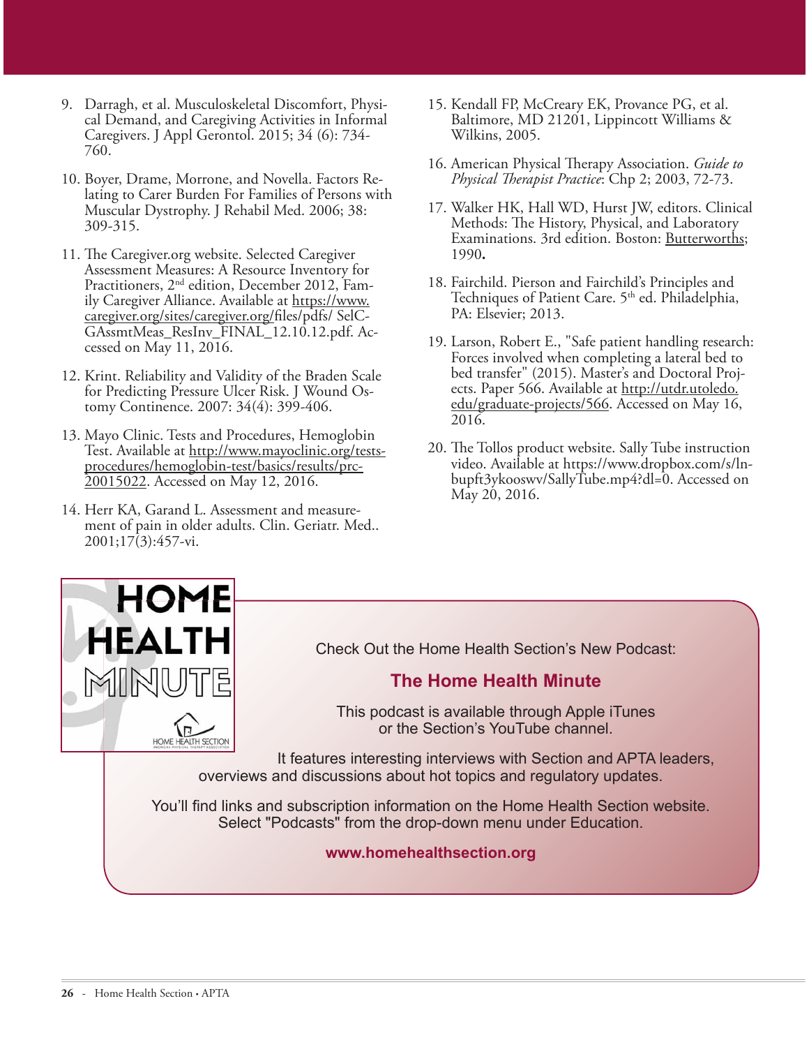9. Darragh, et al. Musculoskeletal Discomfort, Physical Demand, and Caregiving Activities in Informal Caregivers. J Appl Gerontol. 2015; 34 (6): 734-760.

10. Boyer, Drame, Morrone, and Novella. Factors Relating to Carer Burden For Families of Persons with Muscular Dystrophy. J Rehabil Med. 2006; 38: 309-315.

11. The Caregiver.org website. Selected Caregiver Assessment Measures: A Resource Inventory for Practitioners, 2nd edition, December 2012, Family Caregiver Alliance. Available at https://www.caregiver.org/sites/caregiver.org/files/pdfs/ SelC-GAssmtMeas_ResInv_FINAL_12.10.12.pdf. Accessed on May 11, 2016.

12. Krint. Reliability and Validity of the Braden Scale for Predicting Pressure Ulcer Risk. J Wound Ostomy Continence. 2007: 34(4): 399-406.

13. Mayo Clinic. Tests and Procedures, Hemoglobin Test. Available at http://www.mayoclinic.org/tests-procedures/hemoglobin-test/basics/results/prc-20015022. Accessed on May 12, 2016.

14. Herr KA, Garand L. Assessment and measurement of pain in older adults. Clin. Geriatr. Med.. 2001;17(3):457-vi.

15. Kendall FP, McCreary EK, Provance PG, et al. Baltimore, MD 21201, Lippincott Williams & Wilkins, 2005.

16. American Physical Therapy Association. *Guide to Physical Therapist Practice*: Chp 2; 2003, 72-73.

17. Walker HK, Hall WD, Hurst JW, editors. Clinical Methods: The History, Physical, and Laboratory Examinations. 3rd edition. Boston: Butterworths; 1990**.**

18. Fairchild. Pierson and Fairchild's Principles and Techniques of Patient Care. 5th ed. Philadelphia, PA: Elsevier; 2013.

19. Larson, Robert E., "Safe patient handling research: Forces involved when completing a lateral bed to bed transfer" (2015). Master's and Doctoral Projects. Paper 566. Available at http://utdr.utoledo.edu/graduate-projects/566. Accessed on May 16, 2016.

20. The Tollos product website. Sally Tube instruction video. Available at https://www.dropbox.com/s/lnbupft3ykooswv/SallyTube.mp4?dl=0. Accessed on May 20, 2016.

HOME HEALTH MINUTE

HOME HEALTH SECTION

Check Out the Home Health Section's New Podcast:

**The Home Health Minute**

This podcast is available through Apple iTunes or the Section's YouTube channel.

It features interesting interviews with Section and APTA leaders, overviews and discussions about hot topics and regulatory updates.

You'll find links and subscription information on the Home Health Section website. Select "Podcasts" from the drop-down menu under Education.

**www.homehealthsection.org**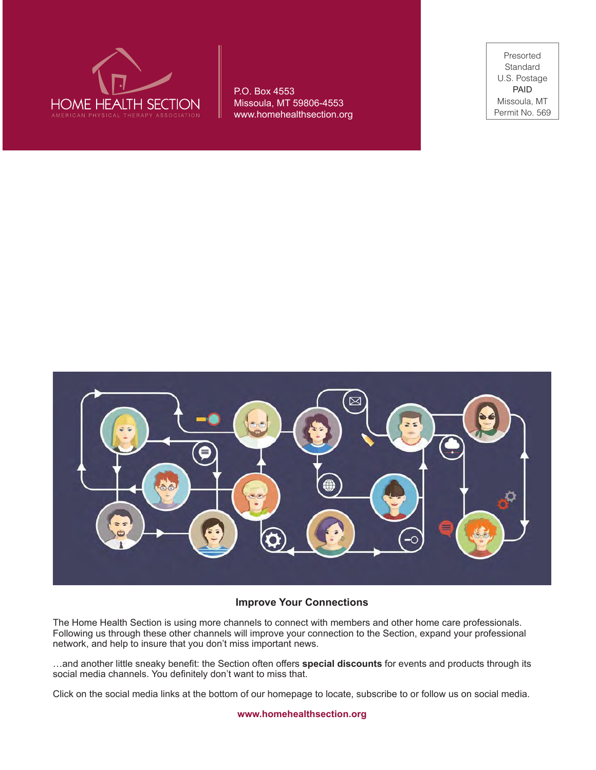HOME HEALTH SECTION

AMERICAN PHYSICAL THERAPY ASSOCIATION

P.O. Box 4553
Missoula, MT 59806-4553
www.homehealthsection.org

Presorted
Standard
U.S. Postage
PAID
Missoula, MT
Permit No. 569

## Improve Your Connections

The Home Health Section is using more channels to connect with members and other home care professionals. Following us through these other channels will improve your connection to the Section, expand your professional network, and help to insure that you don't miss important news.

…and another little sneaky benefit: the Section often offers **special discounts** for events and products through its social media channels. You definitely don't want to miss that.

Click on the social media links at the bottom of our homepage to locate, subscribe to or follow us on social media.

**www.homehealthsection.org**